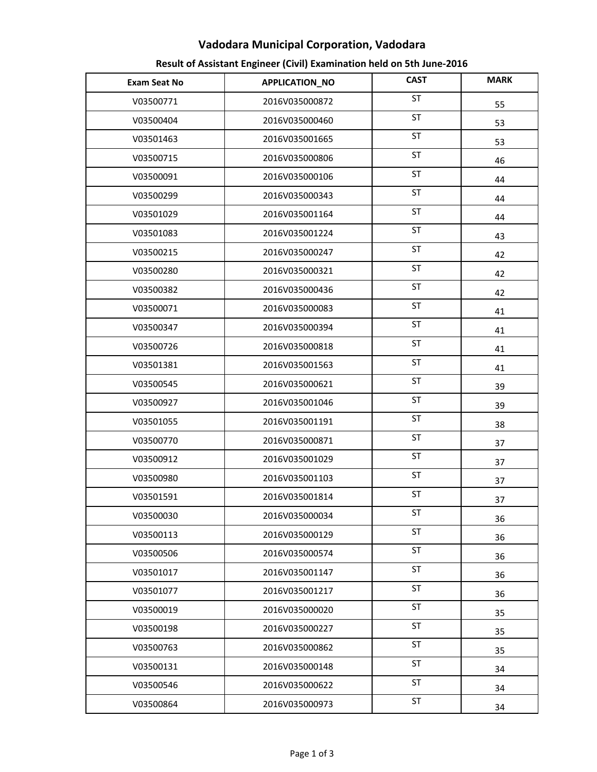# Vadodara Municipal Corporation, Vadodara

## Result of Assistant Engineer (Civil) Examination held on 5th June-2016

| Exam Seat No | APPLICATION_NO | CAST | MARK |
|---|---|---|---|
| V03500771 | 2016V035000872 | ST | 55 |
| V03500404 | 2016V035000460 | ST | 53 |
| V03501463 | 2016V035001665 | ST | 53 |
| V03500715 | 2016V035000806 | ST | 46 |
| V03500091 | 2016V035000106 | ST | 44 |
| V03500299 | 2016V035000343 | ST | 44 |
| V03501029 | 2016V035001164 | ST | 44 |
| V03501083 | 2016V035001224 | ST | 43 |
| V03500215 | 2016V035000247 | ST | 42 |
| V03500280 | 2016V035000321 | ST | 42 |
| V03500382 | 2016V035000436 | ST | 42 |
| V03500071 | 2016V035000083 | ST | 41 |
| V03500347 | 2016V035000394 | ST | 41 |
| V03500726 | 2016V035000818 | ST | 41 |
| V03501381 | 2016V035001563 | ST | 41 |
| V03500545 | 2016V035000621 | ST | 39 |
| V03500927 | 2016V035001046 | ST | 39 |
| V03501055 | 2016V035001191 | ST | 38 |
| V03500770 | 2016V035000871 | ST | 37 |
| V03500912 | 2016V035001029 | ST | 37 |
| V03500980 | 2016V035001103 | ST | 37 |
| V03501591 | 2016V035001814 | ST | 37 |
| V03500030 | 2016V035000034 | ST | 36 |
| V03500113 | 2016V035000129 | ST | 36 |
| V03500506 | 2016V035000574 | ST | 36 |
| V03501017 | 2016V035001147 | ST | 36 |
| V03501077 | 2016V035001217 | ST | 36 |
| V03500019 | 2016V035000020 | ST | 35 |
| V03500198 | 2016V035000227 | ST | 35 |
| V03500763 | 2016V035000862 | ST | 35 |
| V03500131 | 2016V035000148 | ST | 34 |
| V03500546 | 2016V035000622 | ST | 34 |
| V03500864 | 2016V035000973 | ST | 34 |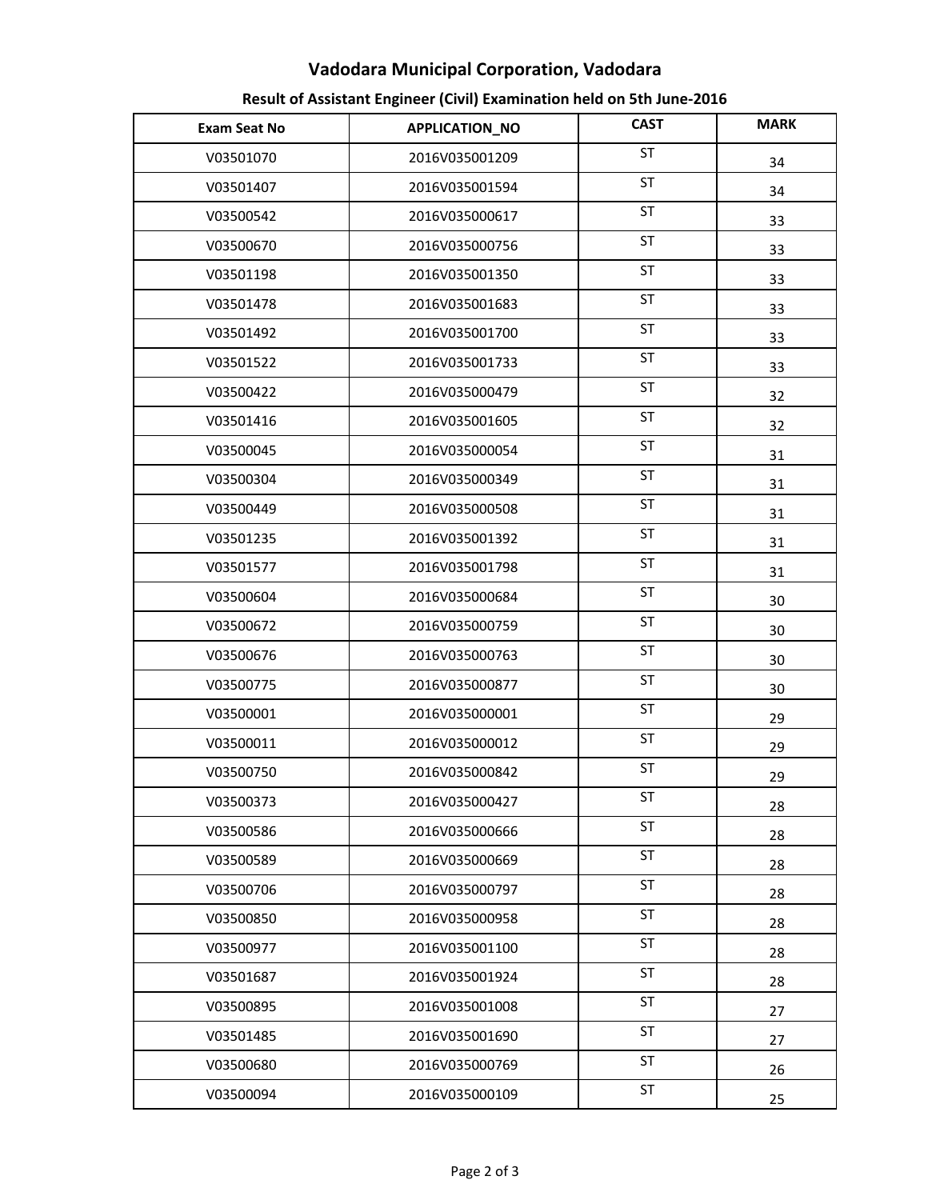# Vadodara Municipal Corporation, Vadodara

## Result of Assistant Engineer (Civil) Examination held on 5th June-2016

| Exam Seat No | APPLICATION_NO | CAST | MARK |
|---|---|---|---|
| V03501070 | 2016V035001209 | ST | 34 |
| V03501407 | 2016V035001594 | ST | 34 |
| V03500542 | 2016V035000617 | ST | 33 |
| V03500670 | 2016V035000756 | ST | 33 |
| V03501198 | 2016V035001350 | ST | 33 |
| V03501478 | 2016V035001683 | ST | 33 |
| V03501492 | 2016V035001700 | ST | 33 |
| V03501522 | 2016V035001733 | ST | 33 |
| V03500422 | 2016V035000479 | ST | 32 |
| V03501416 | 2016V035001605 | ST | 32 |
| V03500045 | 2016V035000054 | ST | 31 |
| V03500304 | 2016V035000349 | ST | 31 |
| V03500449 | 2016V035000508 | ST | 31 |
| V03501235 | 2016V035001392 | ST | 31 |
| V03501577 | 2016V035001798 | ST | 31 |
| V03500604 | 2016V035000684 | ST | 30 |
| V03500672 | 2016V035000759 | ST | 30 |
| V03500676 | 2016V035000763 | ST | 30 |
| V03500775 | 2016V035000877 | ST | 30 |
| V03500001 | 2016V035000001 | ST | 29 |
| V03500011 | 2016V035000012 | ST | 29 |
| V03500750 | 2016V035000842 | ST | 29 |
| V03500373 | 2016V035000427 | ST | 28 |
| V03500586 | 2016V035000666 | ST | 28 |
| V03500589 | 2016V035000669 | ST | 28 |
| V03500706 | 2016V035000797 | ST | 28 |
| V03500850 | 2016V035000958 | ST | 28 |
| V03500977 | 2016V035001100 | ST | 28 |
| V03501687 | 2016V035001924 | ST | 28 |
| V03500895 | 2016V035001008 | ST | 27 |
| V03501485 | 2016V035001690 | ST | 27 |
| V03500680 | 2016V035000769 | ST | 26 |
| V03500094 | 2016V035000109 | ST | 25 |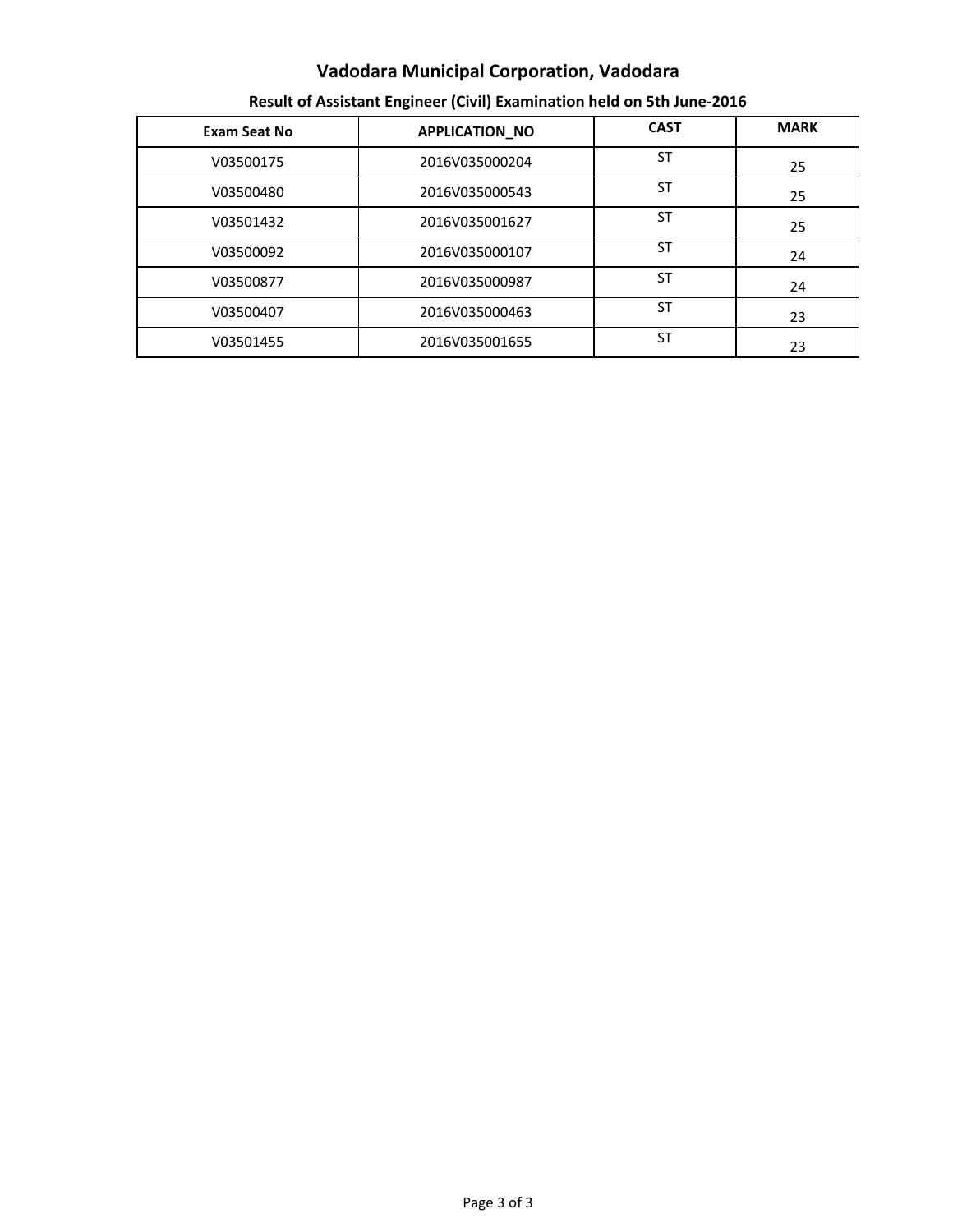# Vadodara Municipal Corporation, Vadodara

## Result of Assistant Engineer (Civil) Examination held on 5th June-2016

| Exam Seat No | APPLICATION_NO | CAST | MARK |
|---|---|---|---|
| V03500175 | 2016V035000204 | ST | 25 |
| V03500480 | 2016V035000543 | ST | 25 |
| V03501432 | 2016V035001627 | ST | 25 |
| V03500092 | 2016V035000107 | ST | 24 |
| V03500877 | 2016V035000987 | ST | 24 |
| V03500407 | 2016V035000463 | ST | 23 |
| V03501455 | 2016V035001655 | ST | 23 |